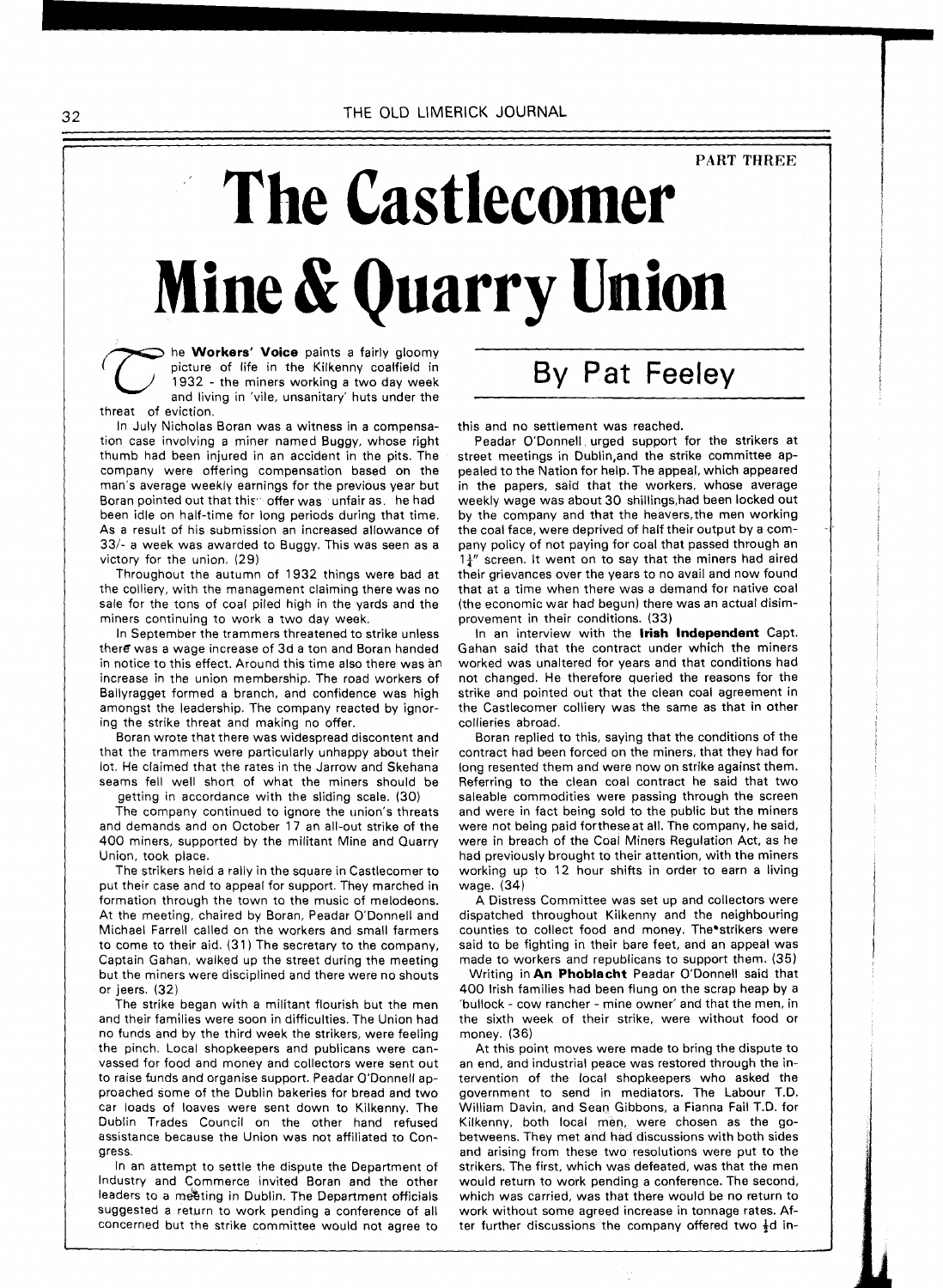PART THREE

# The Castlecomer Mine & Quarry Union

## By Pat Feeley

The **Workers' Voice** paints a fairly gloomy picture of life in the Kilkenny coalfield in 1932 - the miners working a two day week and living in 'vile, unsanitary' huts under the threat of eviction.

In July Nicholas Boran was a witness in a compensation case involving a miner named Buggy, whose right thumb had been injured in an accident in the pits. The company were offering compensation based on the man's average weekly earnings for the previous year but Boran pointed out that this offer was unfair as he had been idle on half-time for long periods during that time. As a result of his submission an increased allowance of 33/- a week was awarded to Buggy. This was seen as a victory for the union. (29)

Throughout the autumn of 1932 things were bad at the colliery, with the management claiming there was no sale for the tons of coal piled high in the yards and the miners continuing to work a two day week.

In September the trammers threatened to strike unless there was a wage increase of 3d a ton and Boran handed in notice to this effect. Around this time also there was an increase in the union membership. The road workers of Ballyragget formed a branch, and confidence was high amongst the leadership. The company reacted by ignoring the strike threat and making no offer.

Boran wrote that there was widespread discontent and that the trammers were particularly unhappy about their lot. He claimed that the rates in the Jarrow and Skehana seams fell well short of what the miners should be getting in accordance with the sliding scale. (30)

The company continued to ignore the union's threats and demands and on October 17 an all-out strike of the 400 miners, supported by the militant Mine and Quarry Union, took place.

The strikers held a rally in the square in Castlecomer to put their case and to appeal for support. They marched in formation through the town to the music of melodeons. At the meeting, chaired by Boran, Peadar O'Donnell and Michael Farrell called on the workers and small farmers to come to their aid. (31) The secretary to the company, Captain Gahan, walked up the street during the meeting but the miners were disciplined and there were no shouts or jeers. (32)

The strike began with a militant flourish but the men and their families were soon in difficulties. The Union had no funds and by the third week the strikers, were feeling the pinch. Local shopkeepers and publicans were canvassed for food and money and collectors were sent out to raise funds and organise support. Peadar O'Donnell approached some of the Dublin bakeries for bread and two car loads of loaves were sent down to Kilkenny. The Dublin Trades Council on the other hand refused assistance because the Union was not affiliated to Congress.

In an attempt to settle the dispute the Department of Industry and Commerce invited Boran and the other leaders to a meeting in Dublin. The Department officials suggested a return to work pending a conference of all concerned but the strike committee would not agree to this and no settlement was reached.

Peadar O'Donnell urged support for the strikers at street meetings in Dublin,and the strike committee appealed to the Nation for help. The appeal, which appeared in the papers, said that the workers, whose average weekly wage was about 30 shillings,had been locked out by the company and that the heavers,the men working the coal face, were deprived of half their output by a company policy of not paying for coal that passed through an $1\frac{1}{4}''$ screen. It went on to say that the miners had aired their grievances over the years to no avail and now found that at a time when there was a demand for native coal (the economic war had begun) there was an actual disimprovement in their conditions. (33)

In an interview with the **Irish Independent** Capt. Gahan said that the contract under which the miners worked was unaltered for years and that conditions had not changed. He therefore queried the reasons for the strike and pointed out that the clean coal agreement in the Castlecomer colliery was the same as that in other collieries abroad.

Boran replied to this, saying that the conditions of the contract had been forced on the miners, that they had for long resented them and were now on strike against them. Referring to the clean coal contract he said that two saleable commodities were passing through the screen and were in fact being sold to the public but the miners were not being paid for these at all. The company, he said, were in breach of the Coal Miners Regulation Act, as he had previously brought to their attention, with the miners working up to 12 hour shifts in order to earn a living wage. (34)

A Distress Committee was set up and collectors were dispatched throughout Kilkenny and the neighbouring counties to collect food and money. The strikers were said to be fighting in their bare feet, and an appeal was made to workers and republicans to support them. (35)

Writing in **An Phoblacht** Peadar O'Donnell said that 400 Irish families had been flung on the scrap heap by a 'bullock - cow rancher - mine owner' and that the men, in the sixth week of their strike, were without food or money. (36)

At this point moves were made to bring the dispute to an end, and industrial peace was restored through the intervention of the local shopkeepers who asked the government to send in mediators. The Labour T.D. William Davin, and Sean Gibbons, a Fianna Fail T.D. for Kilkenny, both local men, were chosen as the go-betweens. They met and had discussions with both sides and arising from these two resolutions were put to the strikers. The first, which was defeated, was that the men would return to work pending a conference. The second, which was carried, was that there would be no return to work without some agreed increase in tonnage rates. After further discussions the company offered two $\frac{1}{2}$d in-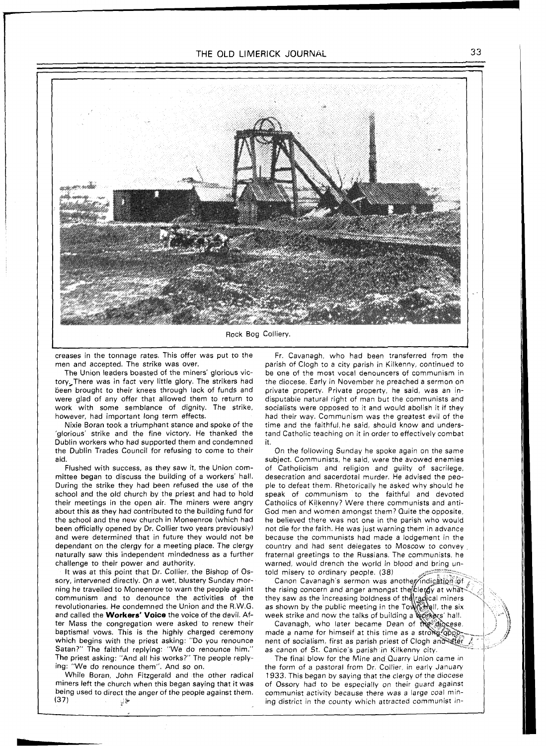Rock Bog Colliery.

creases in the tonnage rates. This offer was put to the men and accepted. The strike was over.

The Union leaders boasted of the miners' glorious victory. There was in fact very little glory. The strikers had been brought to their knees through lack of funds and were glad of any offer that allowed them to return to work with some semblance of dignity. The strike, however, had important long term effects.

Nixie Boran took a triumphant stance and spoke of the 'glorious' strike and the fine victory. He thanked the Dublin workers who had supported them and condemned the Dublin Trades Council for refusing to come to their aid.

Flushed with success, as they saw it, the Union committee began to discuss the building of a workers' hall. During the strike they had been refused the use of the school and the old church by the priest and had to hold their meetings in the open air. The miners were angry about this as they had contributed to the building fund for the school and the new church in Moneenroe (which had been officially opened by Dr. Collier two years previously) and were determined that in future they would not be dependant on the clergy for a meeting place. The clergy naturally saw this independent mindedness as a further challenge to their power and authority.

It was at this point that Dr. Collier, the Bishop of Ossory, intervened directly. On a wet, blustery Sunday morning he travelled to Moneenroe to warn the people againt communism and to denounce the activities of the revolutionaries. He condemned the Union and the R.W.G. and called the **Workers' Voice** the voice of the devil. After Mass the congregation were asked to renew their baptismal vows. This is the highly charged ceremony which begins with the priest asking: "Do you renounce Satan?" The faithful replying: "We do renounce him." The priest asking: "And all his works?" The people replying: "We do renounce them". And so on.

While Boran, John Fitzgerald and the other radical miners left the church when this began saying that it was being used to direct the anger of the people against them. (37)

Fr. Cavanagh, who had been transferred from the parish of Clogh to a city parish in Kilkenny, continued to be one of the most vocal denouncers of communism in the diocese. Early in November he preached a sermon on private property. Private property, he said, was an indisputable natural right of man but the communists and socialists were opposed to it and would abolish it if they had their way. Communism was the greatest evil of the time and the faithful, he said, should know and understand Catholic teaching on it in order to effectively combat it.

On the following Sunday he spoke again on the same subject. Communists, he said, were the avowed enemies of Catholicism and religion and guilty of sacrilege, desecration and sacerdotal murder. He advised the people to defeat them. Rhetorically he asked why should he speak of communism to the faithful and devoted Catholics of Kilkenny? Were there communists and anti-God men and women amongst them? Quite the opposite, he believed there was not one in the parish who would not die for the faith. He was just warning them in advance because the communists had made a lodgement in the country and had sent delegates to Moscow to convey fraternal greetings to the Russians. The communists, he warned, would drench the world in blood and bring untold misery to ordinary people. (38)

Canon Cavanagh's sermon was another indication of the rising concern and anger amongst the clergy at what they saw as the increasing boldness of the radical miners as shown by the public meeting in the Town Hall, the six week strike and now the talks of building a workers' hall.

Cavanagh, who later became Dean of the diocese, made a name for himself at this time as a strong opponent of socialism, first as parish priest of Clogh and later as canon of St. Canice's parish in Kilkenny city.

The final blow for the Mine and Quarry Union came in the form of a pastoral from Dr. Collier, in early January 1933. This began by saying that the clergy of the diocese of Ossory had to be especially on their guard against communist activity because there was a large coal mining district in the county which attracted communist in-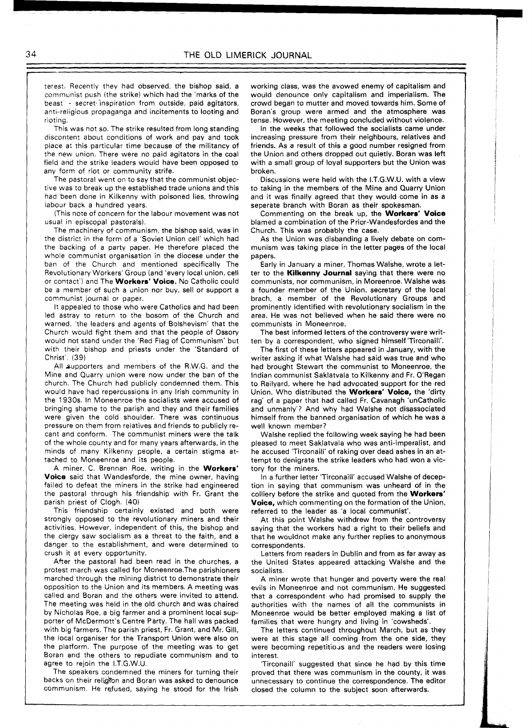terest. Recently they had observed, the bishop said, a communist push (the strike) which had the 'marks of the beast' - secret inspiration from outside, paid agitators, anti-religious propaganga and incitements to looting and rioting.

This was not so. The strike resulted from long standing discontent about conditions of work and pay and took place at this particular time because of the militancy of the new union. There were no paid agitators in the coal field and the strike leaders would have been opposed to any form of riot or community strife.

The pastoral went on to say that the communist objective was to break up the established trade unions and this had been done in Kilkenny with poisoned lies, throwing labour back a hundred years.

(This note of concern for the labour movement was not usual in episcopal pastorals).

The machinery of communism, the bishop said, was in the district in the form of a 'Soviet Union cell' which had the backing of a party paper. He therefore placed the whole communist organisation in the diocese under the ban of the Church and mentioned specifically The Revolutionary Workers' Group (and 'every local union, cell or contact') and The **Workers' Voice.** No Catholic could be a member of such a union nor buy, sell or support a communist journal or paper.

It appealed to those who were Catholics and had been led astray to return to the bosom of the Church and warned, 'the leaders and agents of Bolshevism' that the Church would fight them and that the people of Ossory would not stand under the 'Red Flag of Communism' but with their bishop and priests under the 'Standard of Christ'. (39)

All supporters and members of the R.W.G. and the Mine and Quarry union were now under the ban of the church. The Church had publicly condemned them. This would have had repercussions in any Irish community in the 1930s. In Moneenroe the socialists were accused of bringing shame to the parish and they and their families were given the cold shoulder. There was continuous pressure on them from relatives and friends to publicly recant and conform. The communist miners were the talk of the whole county and for many years afterwards, in the minds of many Kilkenny people, a certain stigma attached to Moneenroe and its people.

A miner, C. Brennan Roe, writing in the **Workers' Voice** said that Wandesforde, the mine owner, having failed to defeat the miners in the strike had engineered the pastoral through his friendship with Fr. Grant the parish priest of Clogh. (40)

This friendship certainly existed and both were strongly opposed to the revolutionary miners and their activities. However, independent of this, the bishop and the clergy saw socialism as a threat to the faith, and a danger to the establishment, and were determined to crush it at every opportunity.

After the pastoral had been read in the churches, a protest march was called for Moneenroe.The parishioners marched through the mining district to demonstrate their opposition to the Union and its members. A meeting was called and Boran and the others were invited to attend. The meeting was held in the old church and was chaired by Nicholas Roe, a big farmer and a prominent local supporter of McDermott's Centre Party. The hall was packed with big farmers. The parish priest, Fr. Grant, and Mr. Gill, the local organiser for the Transport Union were also on the platform. The purpose of the meeting was to get Boran and the others to repudiate communism and to agree to rejoin the I.T.G.W.U.

The speakers condemned the miners for turning their backs on their religion and Boran was asked to denounce communism. He refused, saying he stood for the Irish working class, was the avowed enemy of capitalism and would denounce only capitalism and imperialism. The crowd began to mutter and moved towards him. Some of Boran's group were armed and the atmosphere was tense. However, the meeting concluded without violence.

In the weeks that followed the socialists came under increasing pressure from their neighbours, relatives and friends. As a result of this a good number resigned from the Union and others dropped out quietly. Boran was left with a small group of loyal supporters but the Union was broken.

Discussions were held with the I.T.G.W.U. with a view to taking in the members of the Mine and Quarry Union and it was finally agreed that they would come in as a seperate branch with Boran as their spokesman.

Commenting on the break up, the **Workers' Voice** blamed a combination of the Prior-Wandesfordes and the Church. This was probably the case.

As the Union was disbanding a lively debate on communism was taking place in the letter pages of the local papers.

Early in January a miner, Thomas Walshe, wrote a letter to the **Kilkenny Journal** saying that there were no communists, nor communism, in Moreenroe. Walshe was a founder member of the Union, secretary of the local brach, a member of the Revolutionary Groups and prominently identified with revolutionary socialism in the area. He was not believed when he said there were no communists in Moneenroe.

The best informed letters of the controversy were written by a correspondent, who signed himself 'Tirconaill'.

The first of these letters appeared in January, with the writer asking if what Walshe had said was true and who had brought Stewart the communist to Moneenroe, the Indian communist Saklatvala to Kilkenny and Fr. O'Regan to Railyard, where he had advocated support for the red Union. Who distributed the **Workers' Voice,** the 'dirty rag' of a paper that had called Fr. Cavanagh 'unCatholic and unmanly'? And why had Walshe not disassociated himself from the banned organisation of which he was a well known member?

Walshe replied the following week saying he had been pleased to meet Saklatvala who was anti-imperialist, and he accused 'Tirconaill' of raking over dead ashes in an attempt to denigrate the strike leaders who had won a victory for the miners.

In a further letter 'Tirconaill' accused Walshe of deception in saying that communism was unheard of in the colliery before the strike and quoted from the **Workers' Voice,** which commenting on the formation of the Union, referred to the leader as 'a local communist'.

At this point Walshe withdrew from the controversy saying that the workers had a right to their beliefs and that he wouldnot make any further replies to anonymous correspondents.

Letters from readers in Dublin and from as far away as the United States appeared attacking Walshe and the socialists.

A miner wrote that hunger and poverty were the real evils in Moneenroe and not communism. He suggested that a correspondent who had promised to supply the authorities with the names of all the communists in Moneenroe would be better employed making a list of families that were hungry and living in 'cowsheds'.

The letters continued throughout March, but as they were at this stage all coming from the one side, they were becoming repetitious and the readers were losing interest.

'Tirconaill' suggested that since he had by this time proved that there was communism in the county, it was unnecessary to continue the correspondence. The editor closed the column to the subject soon afterwards.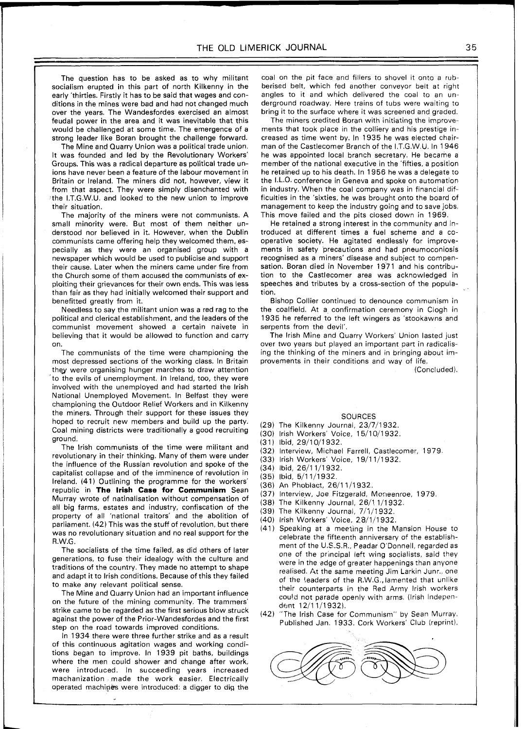The question has to be asked as to why militant socialism erupted in this part of north Kilkenny in the early 'thirties. Firstly it has to be said that wages and conditions in the mines were bad and had not changed much over the years. The Wandesfordes exercised an almost feudal power in the area and it was inevitable that this would be challenged at some time. The emergence of a strong leader like Boran brought the challenge forward.

The Mine and Quarry Union was a political trade union. It was founded and led by the Revolutionary Workers' Groups. This was a radical departure as political trade unions have never been a feature of the labour movement in Britain or Ireland. The miners did not, however, view it from that aspect. They were simply disenchanted with the I.T.G.W.U. and looked to the new union to improve their situation.

The majority of the miners were not communists. A small minority were. But most of them neither understood nor believed in it. However, when the Dublin communists came offering help they welcomed them, especially as they were an organised group with a newspaper which would be used to publicise and support their cause. Later when the miners came under fire from the Church some of them accused the communists of exploiting their grievances for their own ends. This was less than fair as they had initially welcomed their support and benefitted greatly from it.

Needless to say the militant union was a red rag to the political and clerical establishment, and the leaders of the communist movement showed a certain naivete in believing that it would be allowed to function and carry on.

The communists of the time were championing the most depressed sections of the working class. In Britain they were organising hunger marches to draw attention to the evils of unemployment. In Ireland, too, they were involved with the unemployed and had started the Irish National Unemployed Movement. In Belfast they were championing the Outdoor Relief Workers and in Kilkenny the miners. Through their support for these issues they hoped to recruit new members and build up the party. Coal mining districts were traditionally a good recruiting ground.

The Irish communists of the time were militant and revolutionary in their thinking. Many of them were under the influence of the Russian revolution and spoke of the capitalist collapse and of the imminence of revolution in Ireland. (41) Outlining the programme for the workers' republic in **The Irish Case for Communism** Sean Murray wrote of natinalisation without compensation of all big farms, estates and industry, confiscation of the property of all 'national traitors' and the abolition of parliament. (42) This was the stuff of revolution, but there was no revolutionary situation and no real support for the R.W.G.

The socialists of the time failed, as did others of later generations, to fuse their idealogy with the culture and traditions of the country. They made no attempt to shape and adapt it to Irish conditions. Because of this they failed to make any relevant political sense.

The Mine and Quarry Union had an important influence on the future of the mining community. The trammers' strike came to be regarded as the first serious blow struck against the power of the Prior-Wandesfordes and the first step on the road towards improved conditions.

In 1934 there were three further strike and as a result of this continuous agitation wages and working conditions began to improve. In 1939 pit baths, buildings where the men could shower and change after work, were introduced. In succeeding years increased machanization made the work easier. Electrically operated machines were introduced: a digger to dig the coal on the pit face and fillers to shovel it onto a rubberised belt, which fed another conveyor belt at right angles to it and which delivered the coal to an underground roadway. Here trains of tubs were waiting to bring it to the surface where it was screened and graded.

The miners credited Boran with initiating the improvements that took place in the colliery and his prestige increased as time went by. In 1935 he was elected chairman of the Castlecomer Branch of the I.T.G.W.U. In 1946 he was appointed local branch secretary. He became a member of the national executive in the 'fifties, a position he retained up to his death. In 1956 he was a delegate to the I.L.O. conference in Geneva and spoke on automation in industry. When the coal company was in financial difficulties in the 'sixties, he was brought onto the board of management to keep the industry going and to save jobs. This move failed and the pits closed down in 1969.

He retained a strong interest in the community and introduced at different times a fuel scheme and a cooperative society. He agitated endlessly for improvements in safety precautions and had pneumoconiosis recognised as a miners' disease and subject to compensation. Boran died in November 1971 and his contribution to the Castlecomer area was acknowledged in speeches and tributes by a cross-section of the population.

Bishop Collier continued to denounce communism in the coalfield. At a confirmation ceremony in Clogh in 1935 he referred to the left wingers as 'stookawns and serpents from the devil'.

The Irish Mine and Quarry Workers' Union lasted just over two years but played an important part in radicalising the thinking of the miners and in bringing about improvements in their conditions and way of life.

(Concluded).

### SOURCES

(29) The Kilkenny Journal, 23/7/1932.
(30) Irish Workers' Voice, 15/10/1932.
(31) Ibid, 29/10/1932.
(32) Interview, Michael Farrell, Castlecomer, 1979.
(33) Irish Workers' Voice, 19/11/1932.
(34) Ibid, 26/11/1932.
(35) Ibid, 5/11/1932.
(36) An Phoblact, 26/11/1932.
(37) Interview, Joe Fitzgerald, Moneenroe, 1979.
(38) The Kilkenny Journal, 26/11/1932.
(39) The Kilkenny Journal, 7/1/1932.
(40) Irish Workers' Voice, 28/1/1932.
(41) Speaking at a meeting in the Mansion House to celebrate the fifteenth anniversary of the establishment of the U.S.S.R., Peadar O'Donnell, regarded as one of the principal left wing socialists, said they were in the edge of greater happenings than anyone realised. At the same meeting Jim Larkin Junr., one of the leaders of the R.W.G., lamented that unlike their counterparts in the Red Army Irish workers could not parade openly with arms. (Irish Independent 12/11/1932).
(42) "The Irish Case for Communism" by Sean Murray. Published Jan. 1933. Cork Workers' Club (reprint).